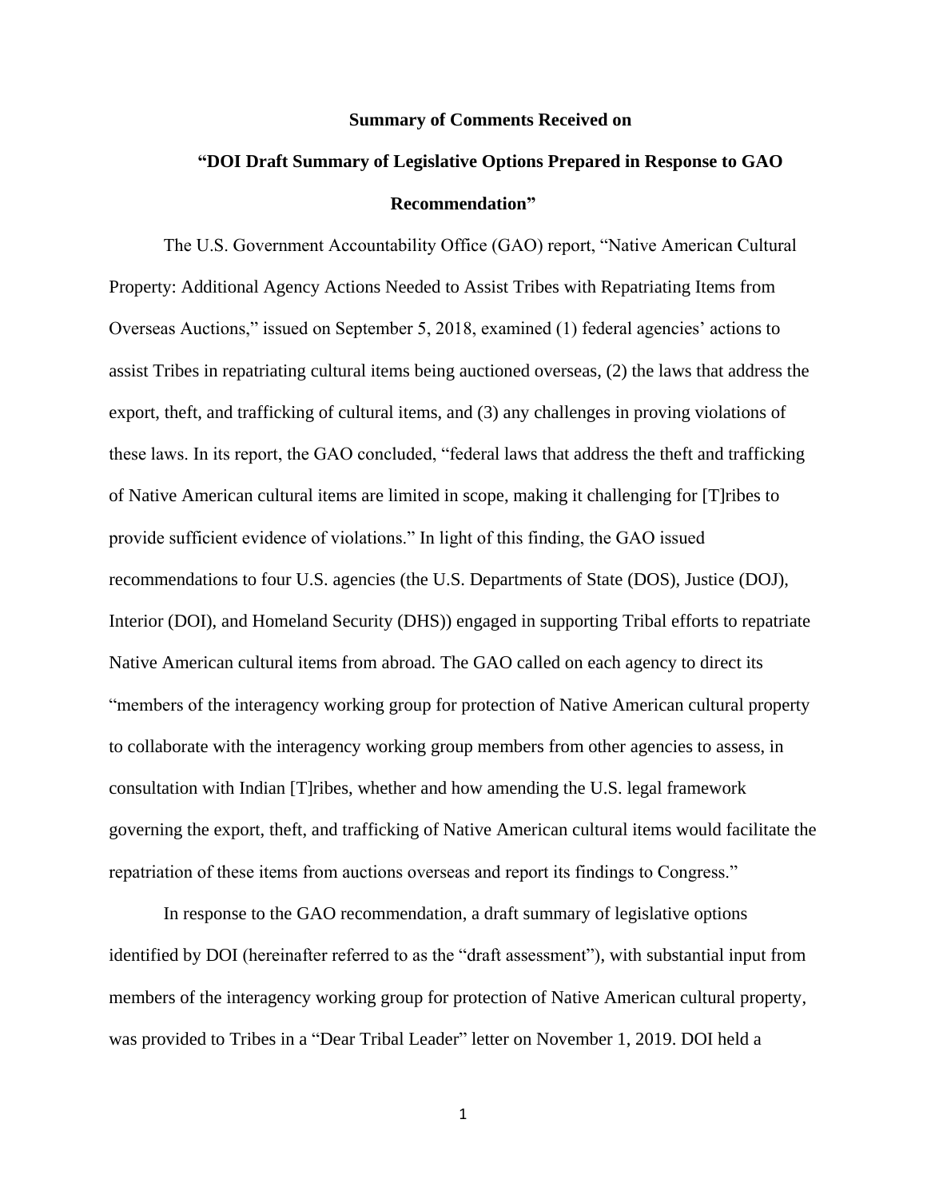**Summary of Comments Received on**

**“DOI Draft Summary of Legislative Options Prepared in Response to GAO Recommendation”**

The U.S. Government Accountability Office (GAO) report, “Native American Cultural Property: Additional Agency Actions Needed to Assist Tribes with Repatriating Items from Overseas Auctions,” issued on September 5, 2018, examined (1) federal agencies’ actions to assist Tribes in repatriating cultural items being auctioned overseas, (2) the laws that address the export, theft, and trafficking of cultural items, and (3) any challenges in proving violations of these laws. In its report, the GAO concluded, “federal laws that address the theft and trafficking of Native American cultural items are limited in scope, making it challenging for [T]ribes to provide sufficient evidence of violations.” In light of this finding, the GAO issued recommendations to four U.S. agencies (the U.S. Departments of State (DOS), Justice (DOJ), Interior (DOI), and Homeland Security (DHS)) engaged in supporting Tribal efforts to repatriate Native American cultural items from abroad. The GAO called on each agency to direct its “members of the interagency working group for protection of Native American cultural property to collaborate with the interagency working group members from other agencies to assess, in consultation with Indian [T]ribes, whether and how amending the U.S. legal framework governing the export, theft, and trafficking of Native American cultural items would facilitate the repatriation of these items from auctions overseas and report its findings to Congress.”

In response to the GAO recommendation, a draft summary of legislative options identified by DOI (hereinafter referred to as the “draft assessment”), with substantial input from members of the interagency working group for protection of Native American cultural property, was provided to Tribes in a “Dear Tribal Leader” letter on November 1, 2019. DOI held a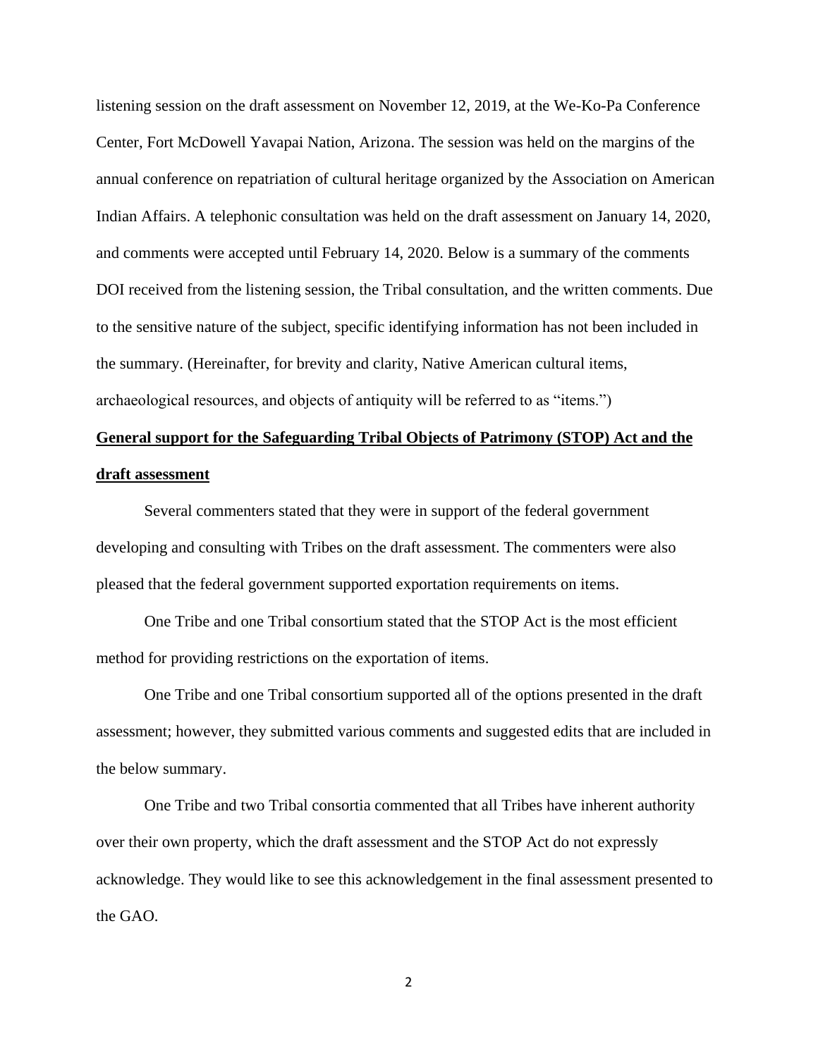listening session on the draft assessment on November 12, 2019, at the We-Ko-Pa Conference Center, Fort McDowell Yavapai Nation, Arizona. The session was held on the margins of the annual conference on repatriation of cultural heritage organized by the Association on American Indian Affairs. A telephonic consultation was held on the draft assessment on January 14, 2020, and comments were accepted until February 14, 2020. Below is a summary of the comments DOI received from the listening session, the Tribal consultation, and the written comments. Due to the sensitive nature of the subject, specific identifying information has not been included in the summary. (Hereinafter, for brevity and clarity, Native American cultural items, archaeological resources, and objects of antiquity will be referred to as "items.")

**General support for the Safeguarding Tribal Objects of Patrimony (STOP) Act and the draft assessment**

Several commenters stated that they were in support of the federal government developing and consulting with Tribes on the draft assessment. The commenters were also pleased that the federal government supported exportation requirements on items.

One Tribe and one Tribal consortium stated that the STOP Act is the most efficient method for providing restrictions on the exportation of items.

One Tribe and one Tribal consortium supported all of the options presented in the draft assessment; however, they submitted various comments and suggested edits that are included in the below summary.

One Tribe and two Tribal consortia commented that all Tribes have inherent authority over their own property, which the draft assessment and the STOP Act do not expressly acknowledge. They would like to see this acknowledgement in the final assessment presented to the GAO.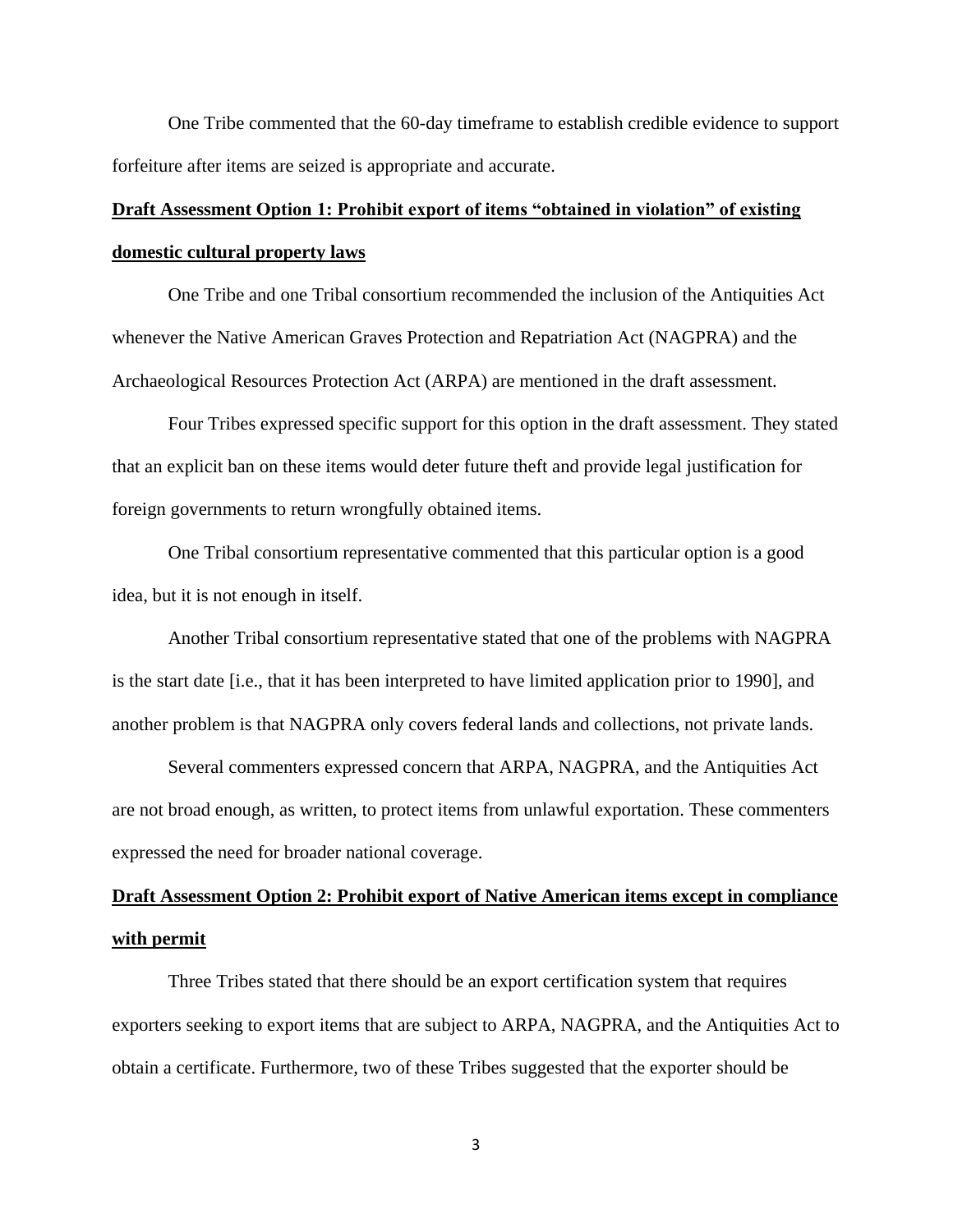One Tribe commented that the 60-day timeframe to establish credible evidence to support forfeiture after items are seized is appropriate and accurate.

**Draft Assessment Option 1: Prohibit export of items "obtained in violation" of existing domestic cultural property laws**

One Tribe and one Tribal consortium recommended the inclusion of the Antiquities Act whenever the Native American Graves Protection and Repatriation Act (NAGPRA) and the Archaeological Resources Protection Act (ARPA) are mentioned in the draft assessment.

Four Tribes expressed specific support for this option in the draft assessment. They stated that an explicit ban on these items would deter future theft and provide legal justification for foreign governments to return wrongfully obtained items.

One Tribal consortium representative commented that this particular option is a good idea, but it is not enough in itself.

Another Tribal consortium representative stated that one of the problems with NAGPRA is the start date [i.e., that it has been interpreted to have limited application prior to 1990], and another problem is that NAGPRA only covers federal lands and collections, not private lands.

Several commenters expressed concern that ARPA, NAGPRA, and the Antiquities Act are not broad enough, as written, to protect items from unlawful exportation. These commenters expressed the need for broader national coverage.

**Draft Assessment Option 2: Prohibit export of Native American items except in compliance with permit**

Three Tribes stated that there should be an export certification system that requires exporters seeking to export items that are subject to ARPA, NAGPRA, and the Antiquities Act to obtain a certificate. Furthermore, two of these Tribes suggested that the exporter should be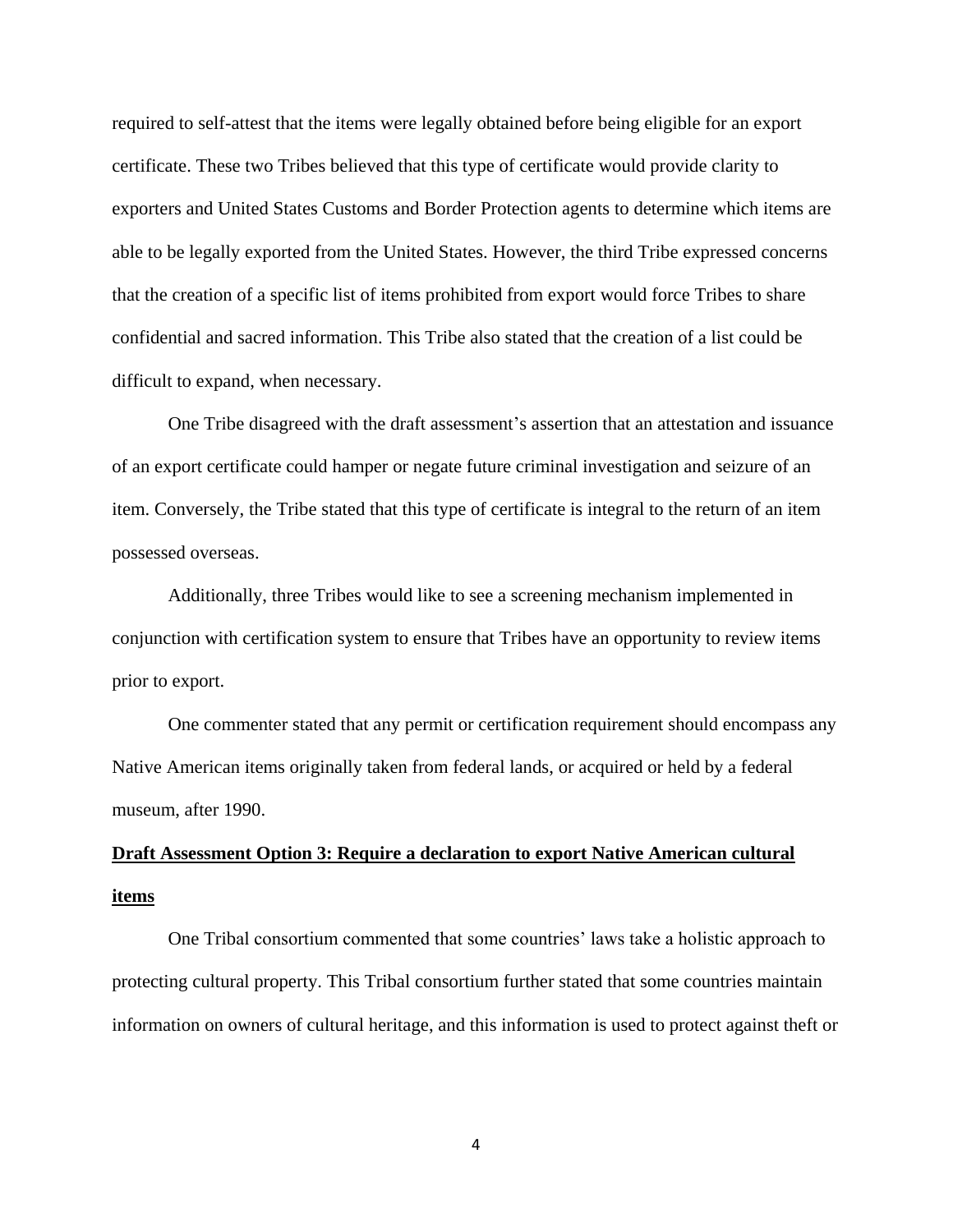required to self-attest that the items were legally obtained before being eligible for an export certificate. These two Tribes believed that this type of certificate would provide clarity to exporters and United States Customs and Border Protection agents to determine which items are able to be legally exported from the United States. However, the third Tribe expressed concerns that the creation of a specific list of items prohibited from export would force Tribes to share confidential and sacred information. This Tribe also stated that the creation of a list could be difficult to expand, when necessary.

One Tribe disagreed with the draft assessment's assertion that an attestation and issuance of an export certificate could hamper or negate future criminal investigation and seizure of an item. Conversely, the Tribe stated that this type of certificate is integral to the return of an item possessed overseas.

Additionally, three Tribes would like to see a screening mechanism implemented in conjunction with certification system to ensure that Tribes have an opportunity to review items prior to export.

One commenter stated that any permit or certification requirement should encompass any Native American items originally taken from federal lands, or acquired or held by a federal museum, after 1990.

**Draft Assessment Option 3: Require a declaration to export Native American cultural items**

One Tribal consortium commented that some countries' laws take a holistic approach to protecting cultural property. This Tribal consortium further stated that some countries maintain information on owners of cultural heritage, and this information is used to protect against theft or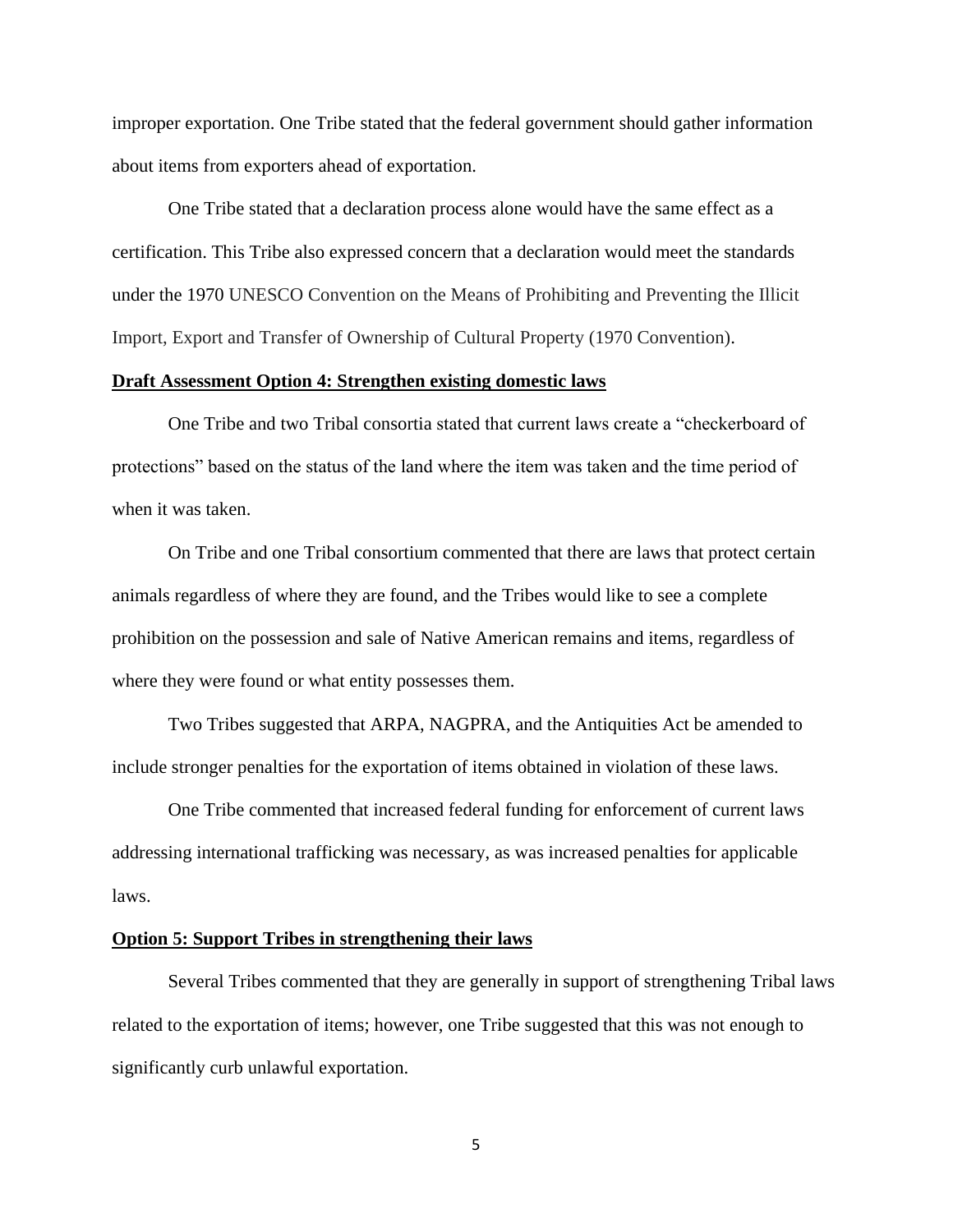improper exportation. One Tribe stated that the federal government should gather information about items from exporters ahead of exportation.

One Tribe stated that a declaration process alone would have the same effect as a certification. This Tribe also expressed concern that a declaration would meet the standards under the 1970 UNESCO Convention on the Means of Prohibiting and Preventing the Illicit Import, Export and Transfer of Ownership of Cultural Property (1970 Convention).

**Draft Assessment Option 4: Strengthen existing domestic laws**

One Tribe and two Tribal consortia stated that current laws create a "checkerboard of protections" based on the status of the land where the item was taken and the time period of when it was taken.

On Tribe and one Tribal consortium commented that there are laws that protect certain animals regardless of where they are found, and the Tribes would like to see a complete prohibition on the possession and sale of Native American remains and items, regardless of where they were found or what entity possesses them.

Two Tribes suggested that ARPA, NAGPRA, and the Antiquities Act be amended to include stronger penalties for the exportation of items obtained in violation of these laws.

One Tribe commented that increased federal funding for enforcement of current laws addressing international trafficking was necessary, as was increased penalties for applicable laws.

**Option 5: Support Tribes in strengthening their laws**

Several Tribes commented that they are generally in support of strengthening Tribal laws related to the exportation of items; however, one Tribe suggested that this was not enough to significantly curb unlawful exportation.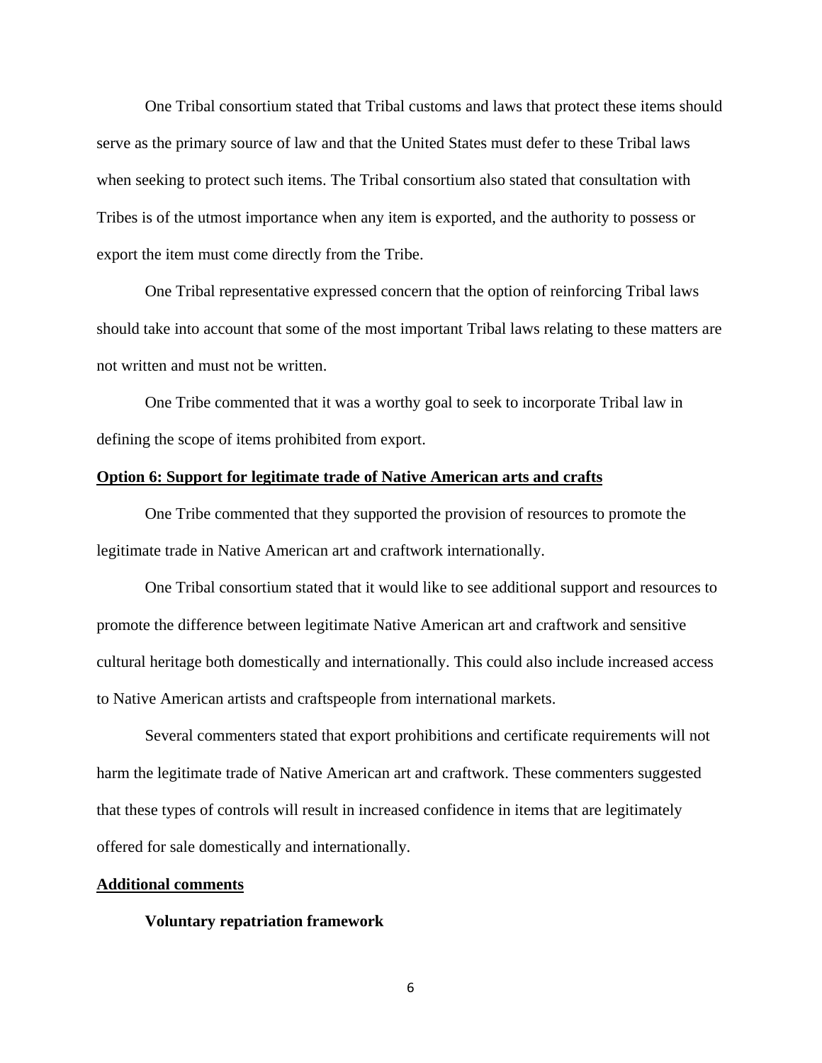One Tribal consortium stated that Tribal customs and laws that protect these items should serve as the primary source of law and that the United States must defer to these Tribal laws when seeking to protect such items. The Tribal consortium also stated that consultation with Tribes is of the utmost importance when any item is exported, and the authority to possess or export the item must come directly from the Tribe.

One Tribal representative expressed concern that the option of reinforcing Tribal laws should take into account that some of the most important Tribal laws relating to these matters are not written and must not be written.

One Tribe commented that it was a worthy goal to seek to incorporate Tribal law in defining the scope of items prohibited from export.

**Option 6: Support for legitimate trade of Native American arts and crafts**

One Tribe commented that they supported the provision of resources to promote the legitimate trade in Native American art and craftwork internationally.

One Tribal consortium stated that it would like to see additional support and resources to promote the difference between legitimate Native American art and craftwork and sensitive cultural heritage both domestically and internationally. This could also include increased access to Native American artists and craftspeople from international markets.

Several commenters stated that export prohibitions and certificate requirements will not harm the legitimate trade of Native American art and craftwork. These commenters suggested that these types of controls will result in increased confidence in items that are legitimately offered for sale domestically and internationally.

**Additional comments**

**Voluntary repatriation framework**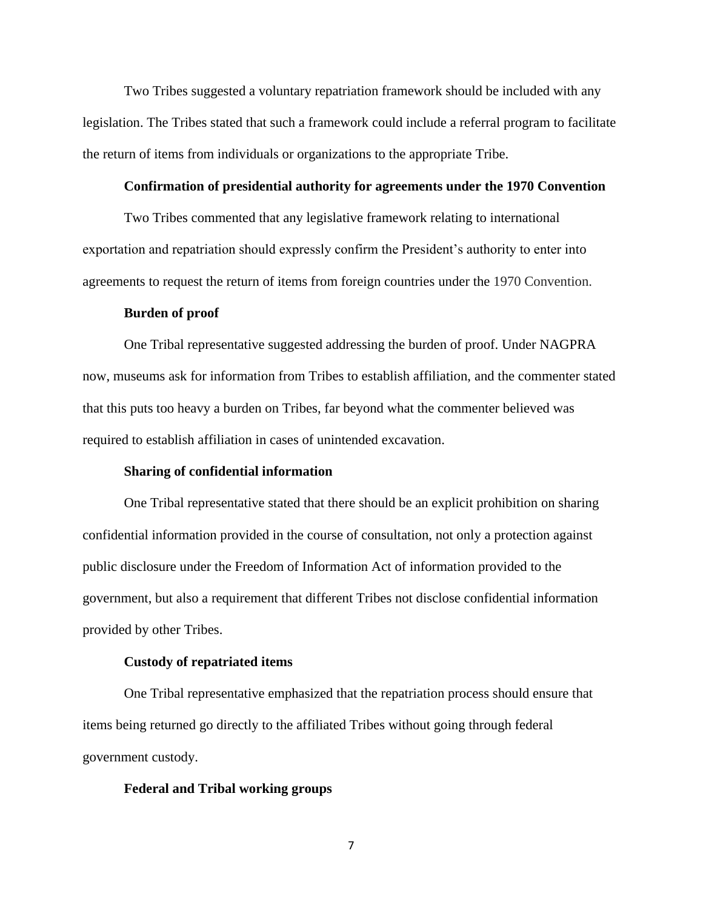Two Tribes suggested a voluntary repatriation framework should be included with any legislation. The Tribes stated that such a framework could include a referral program to facilitate the return of items from individuals or organizations to the appropriate Tribe.

**Confirmation of presidential authority for agreements under the 1970 Convention**

Two Tribes commented that any legislative framework relating to international exportation and repatriation should expressly confirm the President's authority to enter into agreements to request the return of items from foreign countries under the 1970 Convention.

**Burden of proof**

One Tribal representative suggested addressing the burden of proof. Under NAGPRA now, museums ask for information from Tribes to establish affiliation, and the commenter stated that this puts too heavy a burden on Tribes, far beyond what the commenter believed was required to establish affiliation in cases of unintended excavation.

**Sharing of confidential information**

One Tribal representative stated that there should be an explicit prohibition on sharing confidential information provided in the course of consultation, not only a protection against public disclosure under the Freedom of Information Act of information provided to the government, but also a requirement that different Tribes not disclose confidential information provided by other Tribes.

**Custody of repatriated items**

One Tribal representative emphasized that the repatriation process should ensure that items being returned go directly to the affiliated Tribes without going through federal government custody.

**Federal and Tribal working groups**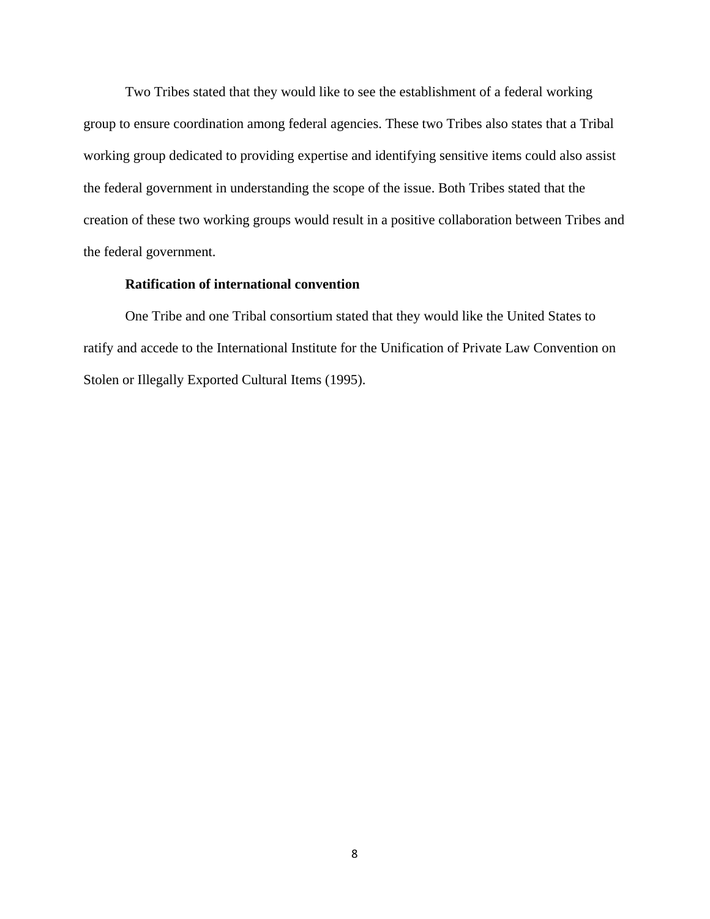Two Tribes stated that they would like to see the establishment of a federal working group to ensure coordination among federal agencies. These two Tribes also states that a Tribal working group dedicated to providing expertise and identifying sensitive items could also assist the federal government in understanding the scope of the issue. Both Tribes stated that the creation of these two working groups would result in a positive collaboration between Tribes and the federal government.

**Ratification of international convention**

One Tribe and one Tribal consortium stated that they would like the United States to ratify and accede to the International Institute for the Unification of Private Law Convention on Stolen or Illegally Exported Cultural Items (1995).